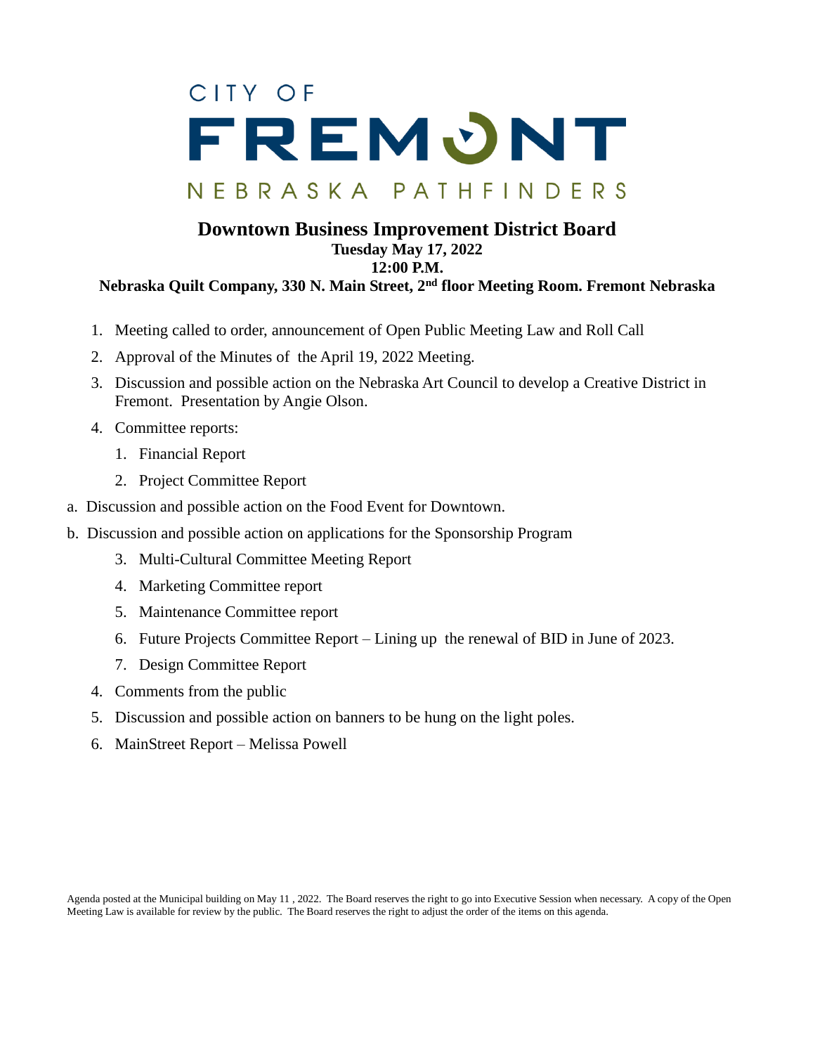CITY OF

FREMONT

NEBRASKA PATHFINDERS

# Downtown Business Improvement District Board

**Tuesday May 17, 2022**

**12:00 P.M.**

**Nebraska Quilt Company, 330 N. Main Street, 2nd floor Meeting Room. Fremont Nebraska**

1. Meeting called to order, announcement of Open Public Meeting Law and Roll Call
2. Approval of the Minutes of the April 19, 2022 Meeting.
3. Discussion and possible action on the Nebraska Art Council to develop a Creative District in Fremont. Presentation by Angie Olson.
4. Committee reports:
   1. Financial Report
   2. Project Committee Report

a. Discussion and possible action on the Food Event for Downtown.

b. Discussion and possible action on applications for the Sponsorship Program

   3. Multi-Cultural Committee Meeting Report
   4. Marketing Committee report
   5. Maintenance Committee report
   6. Future Projects Committee Report – Lining up the renewal of BID in June of 2023.
   7. Design Committee Report

4. Comments from the public
5. Discussion and possible action on banners to be hung on the light poles.
6. MainStreet Report – Melissa Powell

Agenda posted at the Municipal building on May 11 , 2022. The Board reserves the right to go into Executive Session when necessary. A copy of the Open Meeting Law is available for review by the public. The Board reserves the right to adjust the order of the items on this agenda.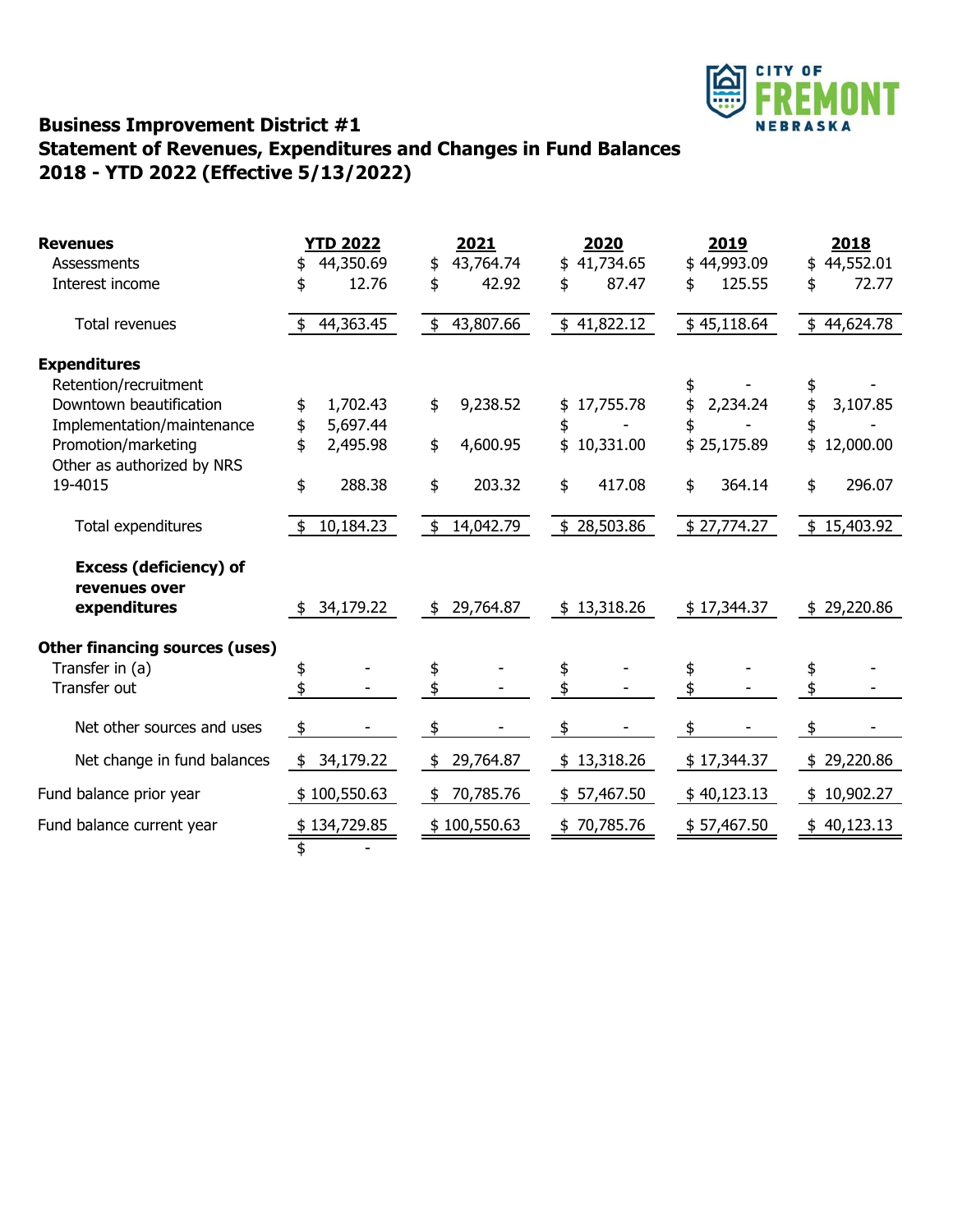## Business Improvement District #1
## Statement of Revenues, Expenditures and Changes in Fund Balances
## 2018 - YTD 2022 (Effective 5/13/2022)

| | YTD 2022 | 2021 | 2020 | 2019 | 2018 |
|---|---|---|---|---|---|
| **Revenues** | | | | | |
| Assessments | $ 44,350.69 | $ 43,764.74 | $ 41,734.65 | $ 44,993.09 | $ 44,552.01 |
| Interest income | $ 12.76 | $ 42.92 | $ 87.47 | $ 125.55 | $ 72.77 |
| Total revenues | $ 44,363.45 | $ 43,807.66 | $ 41,822.12 | $ 45,118.64 | $ 44,624.78 |
| **Expenditures** | | | | | |
| Retention/recruitment | | | | $ - | $ - |
| Downtown beautification | $ 1,702.43 | $ 9,238.52 | $ 17,755.78 | $ 2,234.24 | $ 3,107.85 |
| Implementation/maintenance | $ 5,697.44 | | $ - | $ - | $ - |
| Promotion/marketing | $ 2,495.98 | $ 4,600.95 | $ 10,331.00 | $ 25,175.89 | $ 12,000.00 |
| Other as authorized by NRS 19-4015 | $ 288.38 | $ 203.32 | $ 417.08 | $ 364.14 | $ 296.07 |
| Total expenditures | $ 10,184.23 | $ 14,042.79 | $ 28,503.86 | $ 27,774.27 | $ 15,403.92 |
| **Excess (deficiency) of revenues over expenditures** | $ 34,179.22 | $ 29,764.87 | $ 13,318.26 | $ 17,344.37 | $ 29,220.86 |
| **Other financing sources (uses)** | | | | | |
| Transfer in (a) | $ - | $ - | $ - | $ - | $ - |
| Transfer out | $ - | $ - | $ - | $ - | $ - |
| Net other sources and uses | $ - | $ - | $ - | $ - | $ - |
| Net change in fund balances | $ 34,179.22 | $ 29,764.87 | $ 13,318.26 | $ 17,344.37 | $ 29,220.86 |
| Fund balance prior year | $ 100,550.63 | $ 70,785.76 | $ 57,467.50 | $ 40,123.13 | $ 10,902.27 |
| Fund balance current year | $ 134,729.85 | $ 100,550.63 | $ 70,785.76 | $ 57,467.50 | $ 40,123.13 |
| | $ - | | | | |